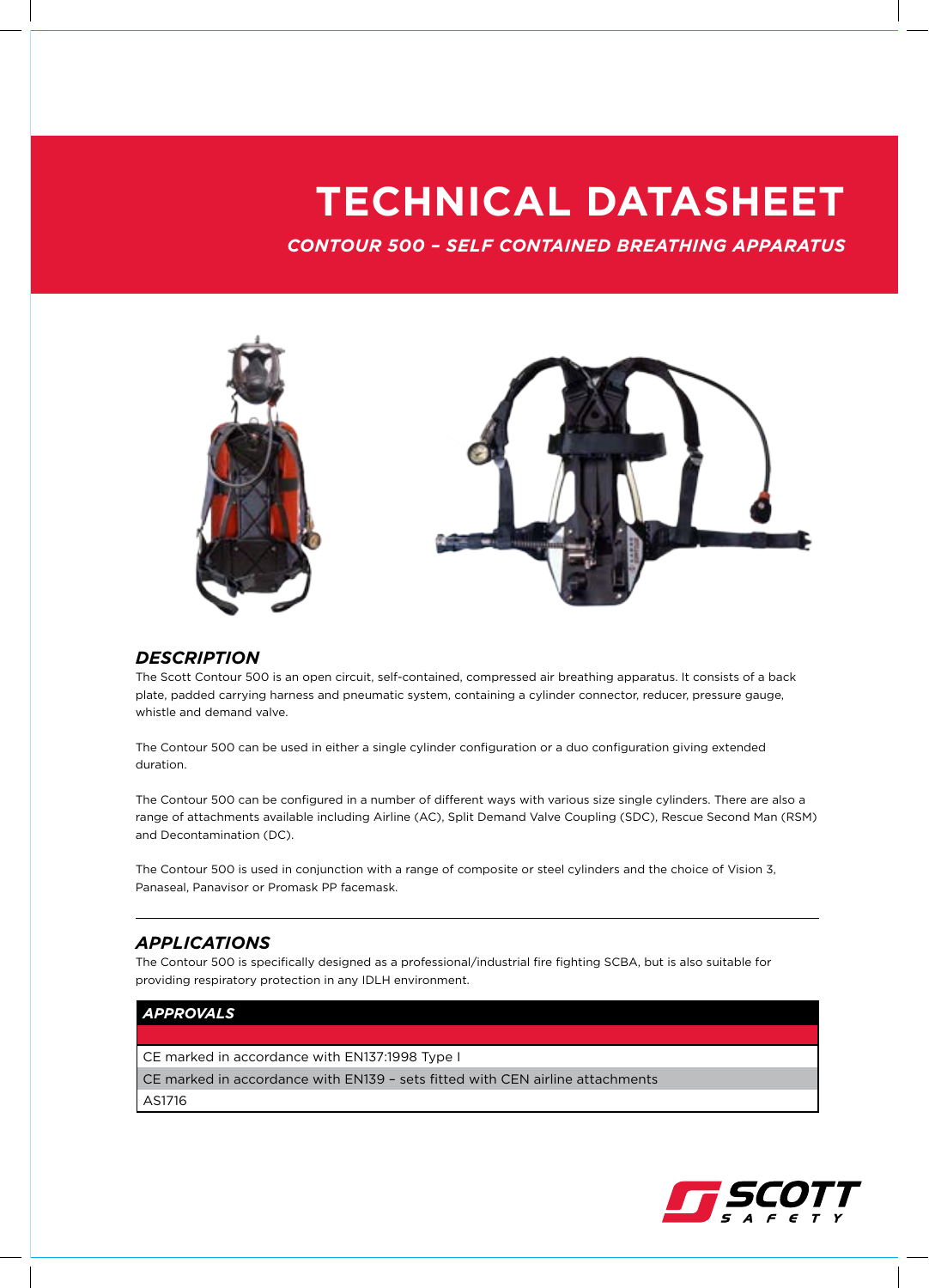# TECHNICAL DATASHEET

## *CONTOUR 500 – SELF CONTAINED BREATHING APPARATUS*

### *DESCRIPTION*

The Scott Contour 500 is an open circuit, self-contained, compressed air breathing apparatus. It consists of a back plate, padded carrying harness and pneumatic system, containing a cylinder connector, reducer, pressure gauge, whistle and demand valve.

The Contour 500 can be used in either a single cylinder configuration or a duo configuration giving extended duration.

The Contour 500 can be configured in a number of different ways with various size single cylinders. There are also a range of attachments available including Airline (AC), Split Demand Valve Coupling (SDC), Rescue Second Man (RSM) and Decontamination (DC).

The Contour 500 is used in conjunction with a range of composite or steel cylinders and the choice of Vision 3, Panaseal, Panavisor or Promask PP facemask.

### *APPLICATIONS*

The Contour 500 is specifically designed as a professional/industrial fire fighting SCBA, but is also suitable for providing respiratory protection in any IDLH environment.

| *APPROVALS* |
| --- |
| CE marked in accordance with EN137:1998 Type I |
| CE marked in accordance with EN139 – sets fitted with CEN airline attachments |
| AS1716 |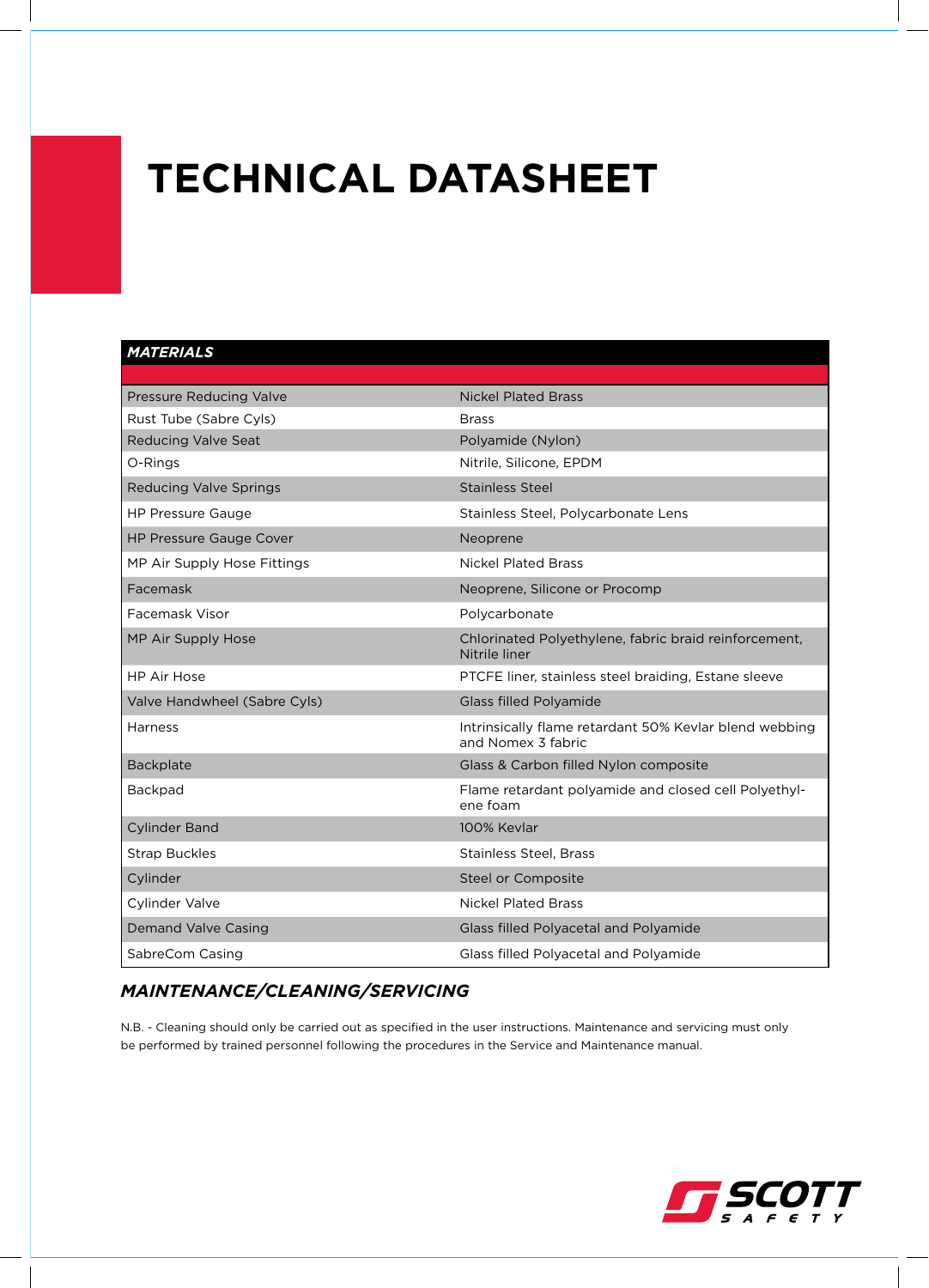# TECHNICAL DATASHEET

| ***MATERIALS*** | |
|---|---|
| Pressure Reducing Valve | Nickel Plated Brass |
| Rust Tube (Sabre Cyls) | Brass |
| Reducing Valve Seat | Polyamide (Nylon) |
| O-Rings | Nitrile, Silicone, EPDM |
| Reducing Valve Springs | Stainless Steel |
| HP Pressure Gauge | Stainless Steel, Polycarbonate Lens |
| HP Pressure Gauge Cover | Neoprene |
| MP Air Supply Hose Fittings | Nickel Plated Brass |
| Facemask | Neoprene, Silicone or Procomp |
| Facemask Visor | Polycarbonate |
| MP Air Supply Hose | Chlorinated Polyethylene, fabric braid reinforcement, Nitrile liner |
| HP Air Hose | PTCFE liner, stainless steel braiding, Estane sleeve |
| Valve Handwheel (Sabre Cyls) | Glass filled Polyamide |
| Harness | Intrinsically flame retardant 50% Kevlar blend webbing and Nomex 3 fabric |
| Backplate | Glass & Carbon filled Nylon composite |
| Backpad | Flame retardant polyamide and closed cell Polyethylene foam |
| Cylinder Band | 100% Kevlar |
| Strap Buckles | Stainless Steel, Brass |
| Cylinder | Steel or Composite |
| Cylinder Valve | Nickel Plated Brass |
| Demand Valve Casing | Glass filled Polyacetal and Polyamide |
| SabreCom Casing | Glass filled Polyacetal and Polyamide |

## *MAINTENANCE/CLEANING/SERVICING*

N.B. - Cleaning should only be carried out as specified in the user instructions. Maintenance and servicing must only be performed by trained personnel following the procedures in the Service and Maintenance manual.

SCOTT SAFETY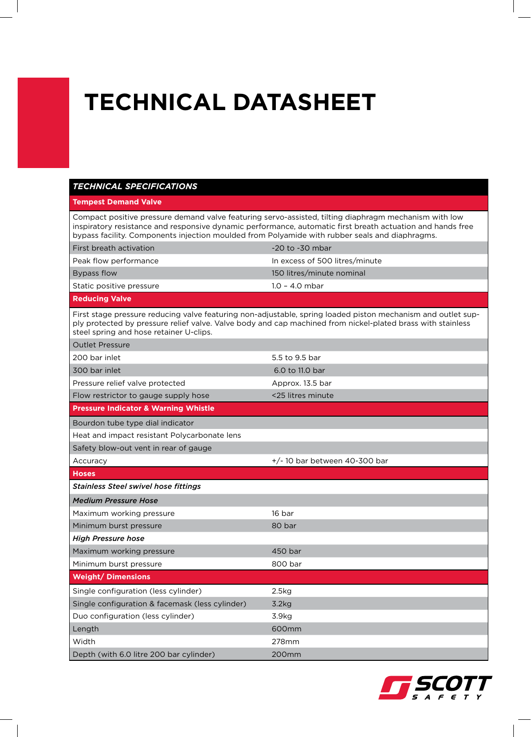# TECHNICAL DATASHEET

| TECHNICAL SPECIFICATIONS | |
|---|---|
| **Tempest Demand Valve** | |
| Compact positive pressure demand valve featuring servo-assisted, tilting diaphragm mechanism with low inspiratory resistance and responsive dynamic performance, automatic first breath actuation and hands free bypass facility. Components injection moulded from Polyamide with rubber seals and diaphragms. | |
| First breath activation | -20 to -30 mbar |
| Peak flow performance | In excess of 500 litres/minute |
| Bypass flow | 150 litres/minute nominal |
| Static positive pressure | 1.0 – 4.0 mbar |
| **Reducing Valve** | |
| First stage pressure reducing valve featuring non-adjustable, spring loaded piston mechanism and outlet supply protected by pressure relief valve. Valve body and cap machined from nickel-plated brass with stainless steel spring and hose retainer U-clips. | |
| Outlet Pressure | |
| 200 bar inlet | 5.5 to 9.5 bar |
| 300 bar inlet | 6.0 to 11.0 bar |
| Pressure relief valve protected | Approx. 13.5 bar |
| Flow restrictor to gauge supply hose | <25 litres minute |
| **Pressure Indicator & Warning Whistle** | |
| Bourdon tube type dial indicator | |
| Heat and impact resistant Polycarbonate lens | |
| Safety blow-out vent in rear of gauge | |
| Accuracy | +/- 10 bar between 40-300 bar |
| **Hoses** | |
| ***Stainless Steel swivel hose fittings*** | |
| ***Medium Pressure Hose*** | |
| Maximum working pressure | 16 bar |
| Minimum burst pressure | 80 bar |
| ***High Pressure hose*** | |
| Maximum working pressure | 450 bar |
| Minimum burst pressure | 800 bar |
| **Weight/ Dimensions** | |
| Single configuration (less cylinder) | 2.5kg |
| Single configuration & facemask (less cylinder) | 3.2kg |
| Duo configuration (less cylinder) | 3.9kg |
| Length | 600mm |
| Width | 278mm |
| Depth (with 6.0 litre 200 bar cylinder) | 200mm |

SCOTT SAFETY